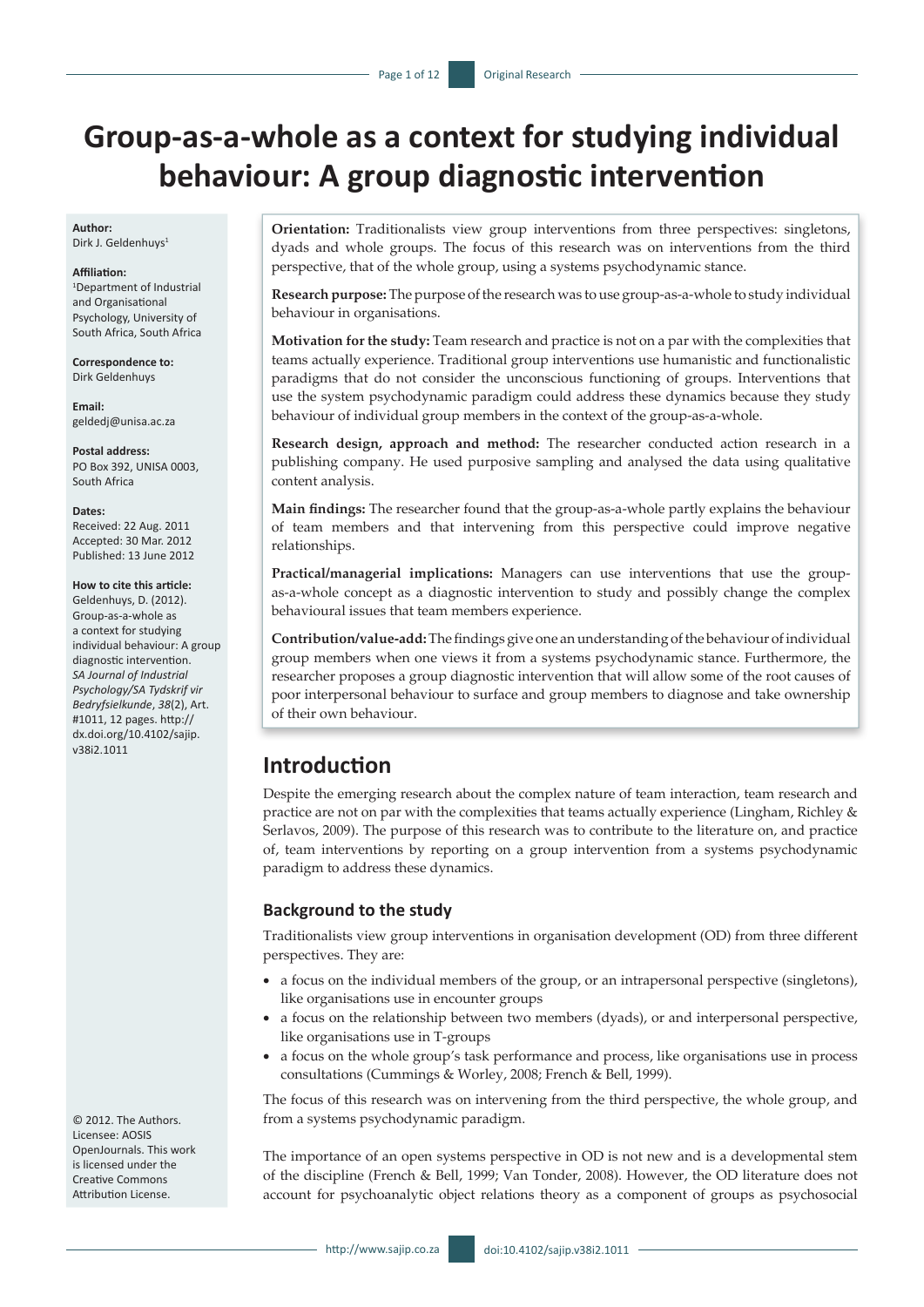# Group-as-a-whole as a context for studying individual behaviour: A group diagnostic intervention

**Author:**
Dirk J. Geldenhuys[1]

**Affiliation:**
[1]Department of Industrial and Organisational Psychology, University of South Africa, South Africa

**Correspondence to:**
Dirk Geldenhuys

**Email:**
geldedj@unisa.ac.za

**Postal address:**
PO Box 392, UNISA 0003, South Africa

**Dates:**
Received: 22 Aug. 2011
Accepted: 30 Mar. 2012
Published: 13 June 2012

**How to cite this article:**
Geldenhuys, D. (2012). Group-as-a-whole as a context for studying individual behaviour: A group diagnostic intervention. *SA Journal of Industrial Psychology/SA Tydskrif vir Bedryfsielkunde*, *38*(2), Art. #1011, 12 pages. http://dx.doi.org/10.4102/sajip.v38i2.1011

© 2012. The Authors. Licensee: AOSIS OpenJournals. This work is licensed under the Creative Commons Attribution License.

**Orientation:** Traditionalists view group interventions from three perspectives: singletons, dyads and whole groups. The focus of this research was on interventions from the third perspective, that of the whole group, using a systems psychodynamic stance.

**Research purpose:** The purpose of the research was to use group-as-a-whole to study individual behaviour in organisations.

**Motivation for the study:** Team research and practice is not on a par with the complexities that teams actually experience. Traditional group interventions use humanistic and functionalistic paradigms that do not consider the unconscious functioning of groups. Interventions that use the system psychodynamic paradigm could address these dynamics because they study behaviour of individual group members in the context of the group-as-a-whole.

**Research design, approach and method:** The researcher conducted action research in a publishing company. He used purposive sampling and analysed the data using qualitative content analysis.

**Main findings:** The researcher found that the group-as-a-whole partly explains the behaviour of team members and that intervening from this perspective could improve negative relationships.

**Practical/managerial implications:** Managers can use interventions that use the group-as-a-whole concept as a diagnostic intervention to study and possibly change the complex behavioural issues that team members experience.

**Contribution/value-add:** The findings give one an understanding of the behaviour of individual group members when one views it from a systems psychodynamic stance. Furthermore, the researcher proposes a group diagnostic intervention that will allow some of the root causes of poor interpersonal behaviour to surface and group members to diagnose and take ownership of their own behaviour.

## Introduction

Despite the emerging research about the complex nature of team interaction, team research and practice are not on par with the complexities that teams actually experience (Lingham, Richley & Serlavos, 2009). The purpose of this research was to contribute to the literature on, and practice of, team interventions by reporting on a group intervention from a systems psychodynamic paradigm to address these dynamics.

### Background to the study

Traditionalists view group interventions in organisation development (OD) from three different perspectives. They are:

- a focus on the individual members of the group, or an intrapersonal perspective (singletons), like organisations use in encounter groups
- a focus on the relationship between two members (dyads), or and interpersonal perspective, like organisations use in T-groups
- a focus on the whole group's task performance and process, like organisations use in process consultations (Cummings & Worley, 2008; French & Bell, 1999).

The focus of this research was on intervening from the third perspective, the whole group, and from a systems psychodynamic paradigm.

The importance of an open systems perspective in OD is not new and is a developmental stem of the discipline (French & Bell, 1999; Van Tonder, 2008). However, the OD literature does not account for psychoanalytic object relations theory as a component of groups as psychosocial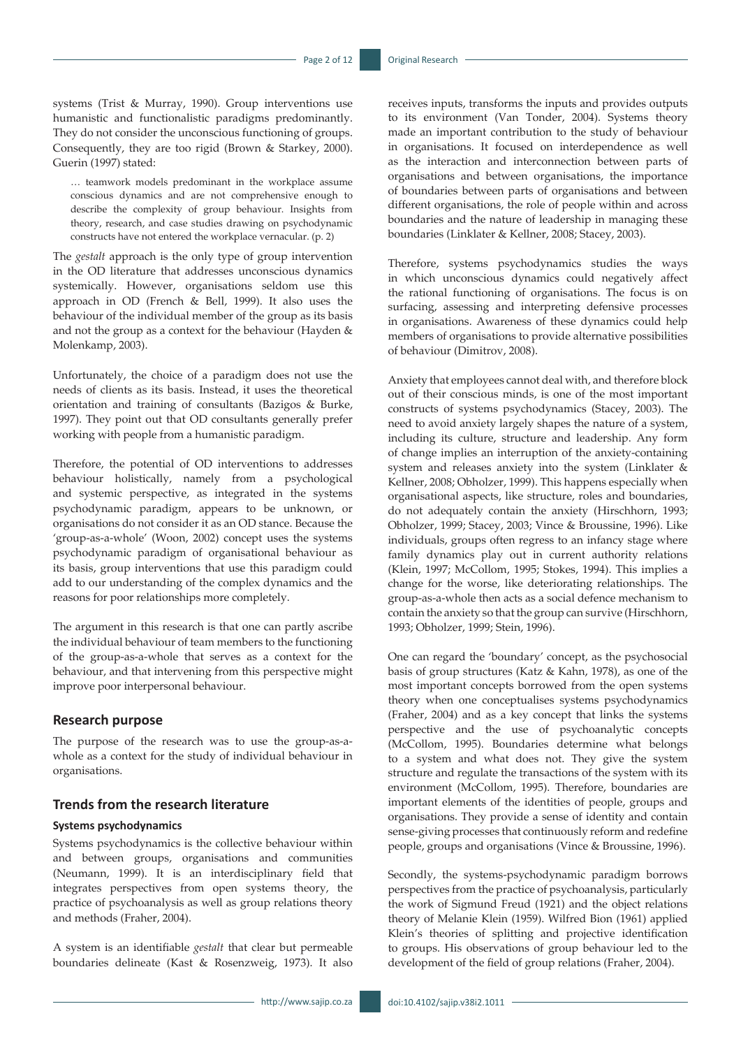systems (Trist & Murray, 1990). Group interventions use humanistic and functionalistic paradigms predominantly. They do not consider the unconscious functioning of groups. Consequently, they are too rigid (Brown & Starkey, 2000). Guerin (1997) stated:

> … teamwork models predominant in the workplace assume conscious dynamics and are not comprehensive enough to describe the complexity of group behaviour. Insights from theory, research, and case studies drawing on psychodynamic constructs have not entered the workplace vernacular. (p. 2)

The *gestalt* approach is the only type of group intervention in the OD literature that addresses unconscious dynamics systemically. However, organisations seldom use this approach in OD (French & Bell, 1999). It also uses the behaviour of the individual member of the group as its basis and not the group as a context for the behaviour (Hayden & Molenkamp, 2003).

Unfortunately, the choice of a paradigm does not use the needs of clients as its basis. Instead, it uses the theoretical orientation and training of consultants (Bazigos & Burke, 1997). They point out that OD consultants generally prefer working with people from a humanistic paradigm.

Therefore, the potential of OD interventions to addresses behaviour holistically, namely from a psychological and systemic perspective, as integrated in the systems psychodynamic paradigm, appears to be unknown, or organisations do not consider it as an OD stance. Because the 'group-as-a-whole' (Woon, 2002) concept uses the systems psychodynamic paradigm of organisational behaviour as its basis, group interventions that use this paradigm could add to our understanding of the complex dynamics and the reasons for poor relationships more completely.

The argument in this research is that one can partly ascribe the individual behaviour of team members to the functioning of the group-as-a-whole that serves as a context for the behaviour, and that intervening from this perspective might improve poor interpersonal behaviour.

## Research purpose

The purpose of the research was to use the group-as-a-whole as a context for the study of individual behaviour in organisations.

## Trends from the research literature

### Systems psychodynamics

Systems psychodynamics is the collective behaviour within and between groups, organisations and communities (Neumann, 1999). It is an interdisciplinary field that integrates perspectives from open systems theory, the practice of psychoanalysis as well as group relations theory and methods (Fraher, 2004).

A system is an identifiable *gestalt* that clear but permeable boundaries delineate (Kast & Rosenzweig, 1973). It also receives inputs, transforms the inputs and provides outputs to its environment (Van Tonder, 2004). Systems theory made an important contribution to the study of behaviour in organisations. It focused on interdependence as well as the interaction and interconnection between parts of organisations and between organisations, the importance of boundaries between parts of organisations and between different organisations, the role of people within and across boundaries and the nature of leadership in managing these boundaries (Linklater & Kellner, 2008; Stacey, 2003).

Therefore, systems psychodynamics studies the ways in which unconscious dynamics could negatively affect the rational functioning of organisations. The focus is on surfacing, assessing and interpreting defensive processes in organisations. Awareness of these dynamics could help members of organisations to provide alternative possibilities of behaviour (Dimitrov, 2008).

Anxiety that employees cannot deal with, and therefore block out of their conscious minds, is one of the most important constructs of systems psychodynamics (Stacey, 2003). The need to avoid anxiety largely shapes the nature of a system, including its culture, structure and leadership. Any form of change implies an interruption of the anxiety-containing system and releases anxiety into the system (Linklater & Kellner, 2008; Obholzer, 1999). This happens especially when organisational aspects, like structure, roles and boundaries, do not adequately contain the anxiety (Hirschhorn, 1993; Obholzer, 1999; Stacey, 2003; Vince & Broussine, 1996). Like individuals, groups often regress to an infancy stage where family dynamics play out in current authority relations (Klein, 1997; McCollom, 1995; Stokes, 1994). This implies a change for the worse, like deteriorating relationships. The group-as-a-whole then acts as a social defence mechanism to contain the anxiety so that the group can survive (Hirschhorn, 1993; Obholzer, 1999; Stein, 1996).

One can regard the 'boundary' concept, as the psychosocial basis of group structures (Katz & Kahn, 1978), as one of the most important concepts borrowed from the open systems theory when one conceptualises systems psychodynamics (Fraher, 2004) and as a key concept that links the systems perspective and the use of psychoanalytic concepts (McCollom, 1995). Boundaries determine what belongs to a system and what does not. They give the system structure and regulate the transactions of the system with its environment (McCollom, 1995). Therefore, boundaries are important elements of the identities of people, groups and organisations. They provide a sense of identity and contain sense-giving processes that continuously reform and redefine people, groups and organisations (Vince & Broussine, 1996).

Secondly, the systems-psychodynamic paradigm borrows perspectives from the practice of psychoanalysis, particularly the work of Sigmund Freud (1921) and the object relations theory of Melanie Klein (1959). Wilfred Bion (1961) applied Klein's theories of splitting and projective identification to groups. His observations of group behaviour led to the development of the field of group relations (Fraher, 2004).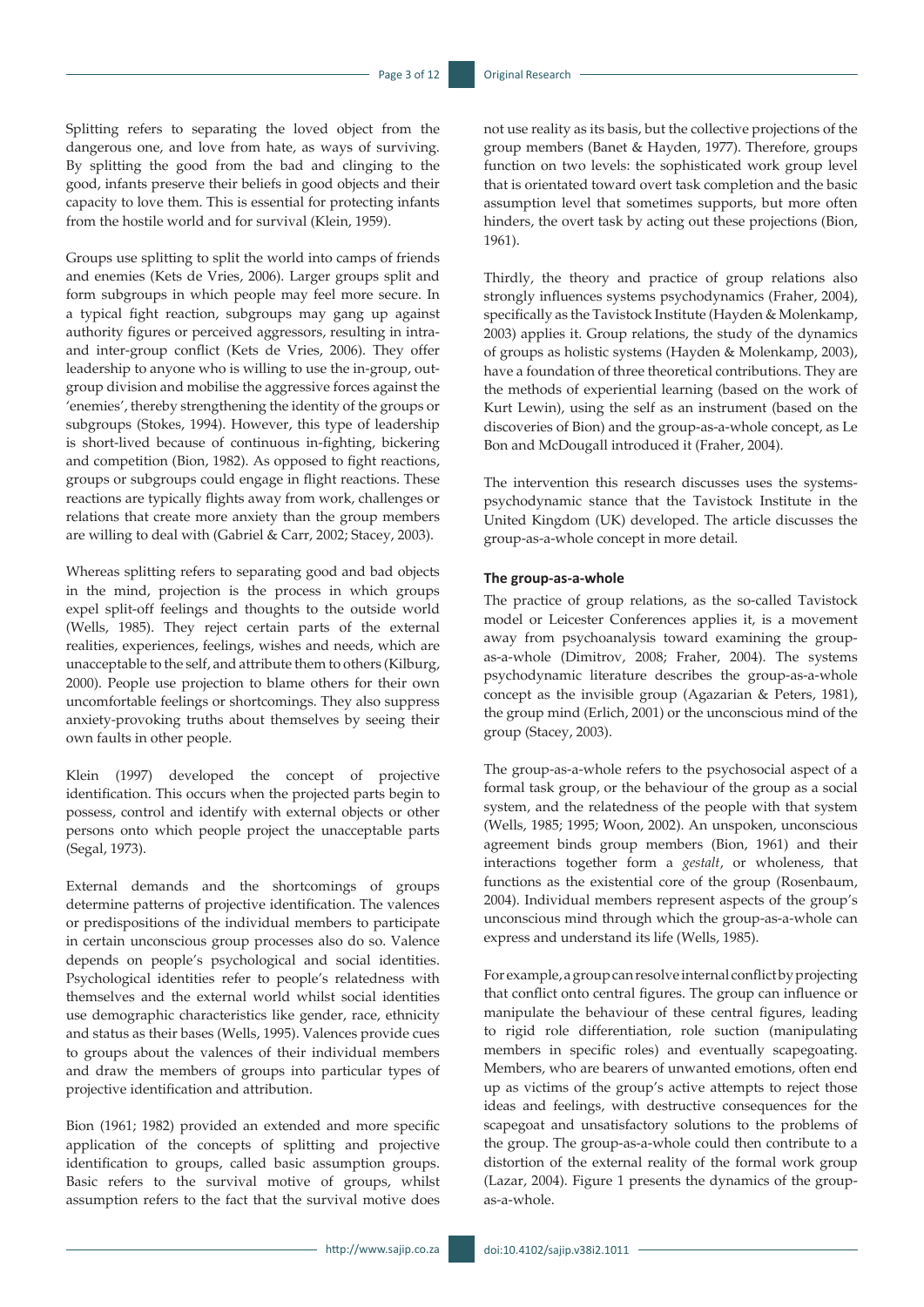Splitting refers to separating the loved object from the dangerous one, and love from hate, as ways of surviving. By splitting the good from the bad and clinging to the good, infants preserve their beliefs in good objects and their capacity to love them. This is essential for protecting infants from the hostile world and for survival (Klein, 1959).

Groups use splitting to split the world into camps of friends and enemies (Kets de Vries, 2006). Larger groups split and form subgroups in which people may feel more secure. In a typical fight reaction, subgroups may gang up against authority figures or perceived aggressors, resulting in intra- and inter-group conflict (Kets de Vries, 2006). They offer leadership to anyone who is willing to use the in-group, out-group division and mobilise the aggressive forces against the 'enemies', thereby strengthening the identity of the groups or subgroups (Stokes, 1994). However, this type of leadership is short-lived because of continuous in-fighting, bickering and competition (Bion, 1982). As opposed to fight reactions, groups or subgroups could engage in flight reactions. These reactions are typically flights away from work, challenges or relations that create more anxiety than the group members are willing to deal with (Gabriel & Carr, 2002; Stacey, 2003).

Whereas splitting refers to separating good and bad objects in the mind, projection is the process in which groups expel split-off feelings and thoughts to the outside world (Wells, 1985). They reject certain parts of the external realities, experiences, feelings, wishes and needs, which are unacceptable to the self, and attribute them to others (Kilburg, 2000). People use projection to blame others for their own uncomfortable feelings or shortcomings. They also suppress anxiety-provoking truths about themselves by seeing their own faults in other people.

Klein (1997) developed the concept of projective identification. This occurs when the projected parts begin to possess, control and identify with external objects or other persons onto which people project the unacceptable parts (Segal, 1973).

External demands and the shortcomings of groups determine patterns of projective identification. The valences or predispositions of the individual members to participate in certain unconscious group processes also do so. Valence depends on people's psychological and social identities. Psychological identities refer to people's relatedness with themselves and the external world whilst social identities use demographic characteristics like gender, race, ethnicity and status as their bases (Wells, 1995). Valences provide cues to groups about the valences of their individual members and draw the members of groups into particular types of projective identification and attribution.

Bion (1961; 1982) provided an extended and more specific application of the concepts of splitting and projective identification to groups, called basic assumption groups. Basic refers to the survival motive of groups, whilst assumption refers to the fact that the survival motive does not use reality as its basis, but the collective projections of the group members (Banet & Hayden, 1977). Therefore, groups function on two levels: the sophisticated work group level that is orientated toward overt task completion and the basic assumption level that sometimes supports, but more often hinders, the overt task by acting out these projections (Bion, 1961).

Thirdly, the theory and practice of group relations also strongly influences systems psychodynamics (Fraher, 2004), specifically as the Tavistock Institute (Hayden & Molenkamp, 2003) applies it. Group relations, the study of the dynamics of groups as holistic systems (Hayden & Molenkamp, 2003), have a foundation of three theoretical contributions. They are the methods of experiential learning (based on the work of Kurt Lewin), using the self as an instrument (based on the discoveries of Bion) and the group-as-a-whole concept, as Le Bon and McDougall introduced it (Fraher, 2004).

The intervention this research discusses uses the systems-psychodynamic stance that the Tavistock Institute in the United Kingdom (UK) developed. The article discusses the group-as-a-whole concept in more detail.

### The group-as-a-whole

The practice of group relations, as the so-called Tavistock model or Leicester Conferences applies it, is a movement away from psychoanalysis toward examining the group-as-a-whole (Dimitrov, 2008; Fraher, 2004). The systems psychodynamic literature describes the group-as-a-whole concept as the invisible group (Agazarian & Peters, 1981), the group mind (Erlich, 2001) or the unconscious mind of the group (Stacey, 2003).

The group-as-a-whole refers to the psychosocial aspect of a formal task group, or the behaviour of the group as a social system, and the relatedness of the people with that system (Wells, 1985; 1995; Woon, 2002). An unspoken, unconscious agreement binds group members (Bion, 1961) and their interactions together form a *gestalt*, or wholeness, that functions as the existential core of the group (Rosenbaum, 2004). Individual members represent aspects of the group's unconscious mind through which the group-as-a-whole can express and understand its life (Wells, 1985).

For example, a group can resolve internal conflict by projecting that conflict onto central figures. The group can influence or manipulate the behaviour of these central figures, leading to rigid role differentiation, role suction (manipulating members in specific roles) and eventually scapegoating. Members, who are bearers of unwanted emotions, often end up as victims of the group's active attempts to reject those ideas and feelings, with destructive consequences for the scapegoat and unsatisfactory solutions to the problems of the group. The group-as-a-whole could then contribute to a distortion of the external reality of the formal work group (Lazar, 2004). Figure 1 presents the dynamics of the group-as-a-whole.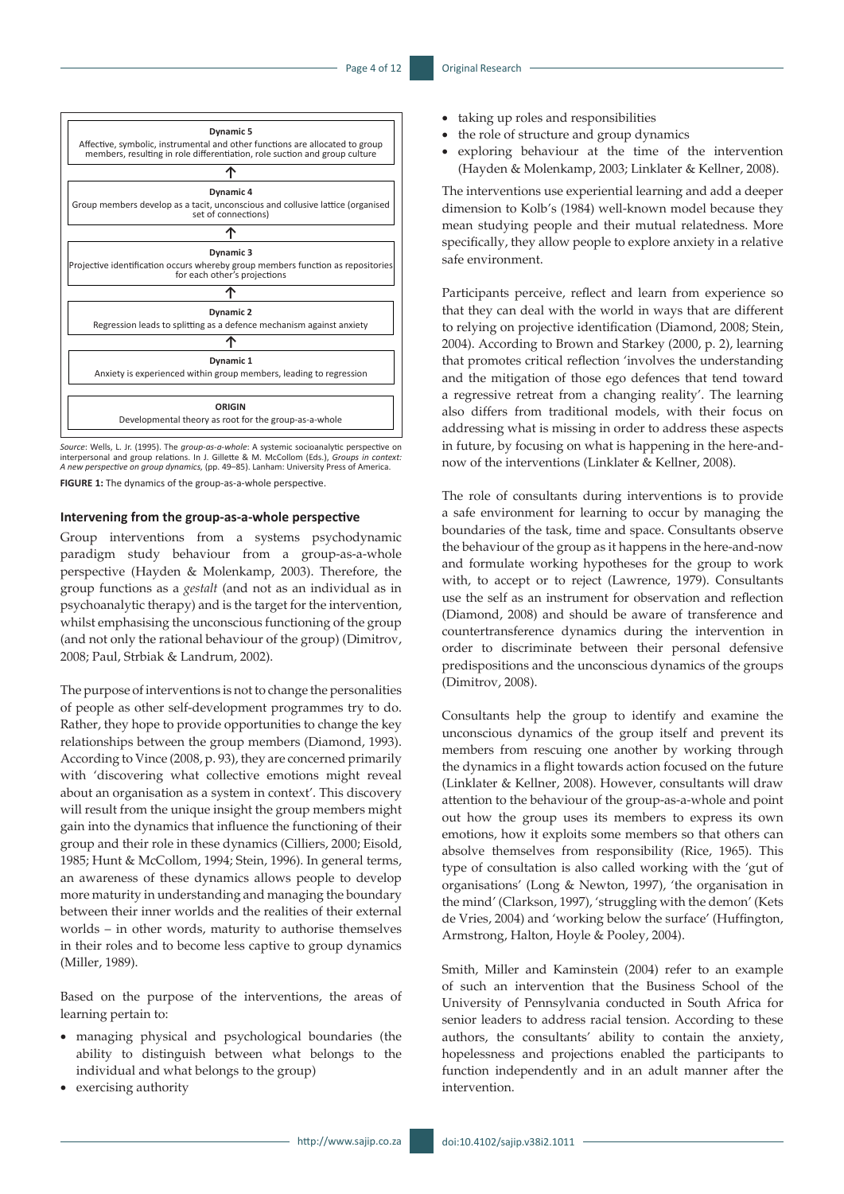**Dynamic 5**
Affective, symbolic, instrumental and other functions are allocated to group members, resulting in role differentiation, role suction and group culture

↑

**Dynamic 4**
Group members develop as a tacit, unconscious and collusive lattice (organised set of connections)

↑

**Dynamic 3**
Projective identification occurs whereby group members function as repositories for each other's projections

↑

**Dynamic 2**
Regression leads to splitting as a defence mechanism against anxiety

↑

**Dynamic 1**
Anxiety is experienced within group members, leading to regression

**ORIGIN**
Developmental theory as root for the group-as-a-whole

*Source*: Wells, L. Jr. (1995). The *group-as-a-whole*: A systemic socioanalytic perspective on interpersonal and group relations. In J. Gillette & M. McCollom (Eds.), *Groups in context: A new perspective on group dynamics*, (pp. 49–85). Lanham: University Press of America.

**FIGURE 1:** The dynamics of the group-as-a-whole perspective.

#### Intervening from the group-as-a-whole perspective

Group interventions from a systems psychodynamic paradigm study behaviour from a group-as-a-whole perspective (Hayden & Molenkamp, 2003). Therefore, the group functions as a *gestalt* (and not as an individual as in psychoanalytic therapy) and is the target for the intervention, whilst emphasising the unconscious functioning of the group (and not only the rational behaviour of the group) (Dimitrov, 2008; Paul, Strbiak & Landrum, 2002).

The purpose of interventions is not to change the personalities of people as other self-development programmes try to do. Rather, they hope to provide opportunities to change the key relationships between the group members (Diamond, 1993). According to Vince (2008, p. 93), they are concerned primarily with 'discovering what collective emotions might reveal about an organisation as a system in context'. This discovery will result from the unique insight the group members might gain into the dynamics that influence the functioning of their group and their role in these dynamics (Cilliers, 2000; Eisold, 1985; Hunt & McCollom, 1994; Stein, 1996). In general terms, an awareness of these dynamics allows people to develop more maturity in understanding and managing the boundary between their inner worlds and the realities of their external worlds – in other words, maturity to authorise themselves in their roles and to become less captive to group dynamics (Miller, 1989).

Based on the purpose of the interventions, the areas of learning pertain to:

- managing physical and psychological boundaries (the ability to distinguish between what belongs to the individual and what belongs to the group)
- exercising authority
- taking up roles and responsibilities
- the role of structure and group dynamics
- exploring behaviour at the time of the intervention (Hayden & Molenkamp, 2003; Linklater & Kellner, 2008).

The interventions use experiential learning and add a deeper dimension to Kolb's (1984) well-known model because they mean studying people and their mutual relatedness. More specifically, they allow people to explore anxiety in a relative safe environment.

Participants perceive, reflect and learn from experience so that they can deal with the world in ways that are different to relying on projective identification (Diamond, 2008; Stein, 2004). According to Brown and Starkey (2000, p. 2), learning that promotes critical reflection 'involves the understanding and the mitigation of those ego defences that tend toward a regressive retreat from a changing reality'. The learning also differs from traditional models, with their focus on addressing what is missing in order to address these aspects in future, by focusing on what is happening in the here-and-now of the interventions (Linklater & Kellner, 2008).

The role of consultants during interventions is to provide a safe environment for learning to occur by managing the boundaries of the task, time and space. Consultants observe the behaviour of the group as it happens in the here-and-now and formulate working hypotheses for the group to work with, to accept or to reject (Lawrence, 1979). Consultants use the self as an instrument for observation and reflection (Diamond, 2008) and should be aware of transference and countertransference dynamics during the intervention in order to discriminate between their personal defensive predispositions and the unconscious dynamics of the groups (Dimitrov, 2008).

Consultants help the group to identify and examine the unconscious dynamics of the group itself and prevent its members from rescuing one another by working through the dynamics in a flight towards action focused on the future (Linklater & Kellner, 2008). However, consultants will draw attention to the behaviour of the group-as-a-whole and point out how the group uses its members to express its own emotions, how it exploits some members so that others can absolve themselves from responsibility (Rice, 1965). This type of consultation is also called working with the 'gut of organisations' (Long & Newton, 1997), 'the organisation in the mind' (Clarkson, 1997), 'struggling with the demon' (Kets de Vries, 2004) and 'working below the surface' (Huffington, Armstrong, Halton, Hoyle & Pooley, 2004).

Smith, Miller and Kaminstein (2004) refer to an example of such an intervention that the Business School of the University of Pennsylvania conducted in South Africa for senior leaders to address racial tension. According to these authors, the consultants' ability to contain the anxiety, hopelessness and projections enabled the participants to function independently and in an adult manner after the intervention.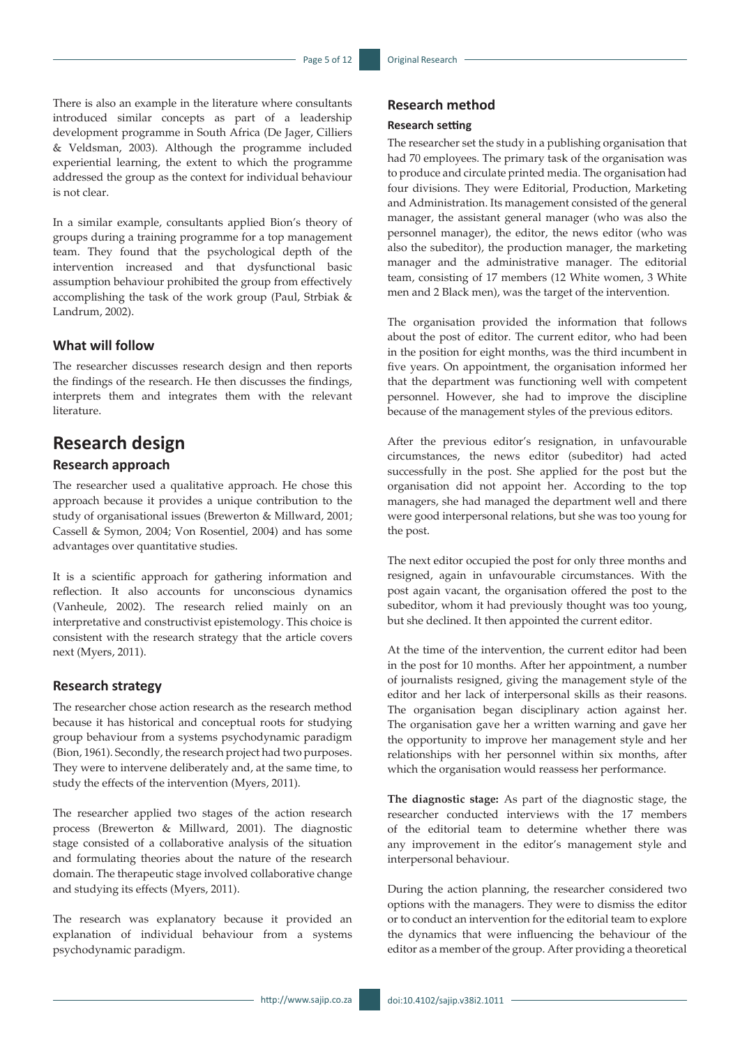There is also an example in the literature where consultants introduced similar concepts as part of a leadership development programme in South Africa (De Jager, Cilliers & Veldsman, 2003). Although the programme included experiential learning, the extent to which the programme addressed the group as the context for individual behaviour is not clear.

In a similar example, consultants applied Bion's theory of groups during a training programme for a top management team. They found that the psychological depth of the intervention increased and that dysfunctional basic assumption behaviour prohibited the group from effectively accomplishing the task of the work group (Paul, Strbiak & Landrum, 2002).

### What will follow

The researcher discusses research design and then reports the findings of the research. He then discusses the findings, interprets them and integrates them with the relevant literature.

## Research design

### Research approach

The researcher used a qualitative approach. He chose this approach because it provides a unique contribution to the study of organisational issues (Brewerton & Millward, 2001; Cassell & Symon, 2004; Von Rosentiel, 2004) and has some advantages over quantitative studies.

It is a scientific approach for gathering information and reflection. It also accounts for unconscious dynamics (Vanheule, 2002). The research relied mainly on an interpretative and constructivist epistemology. This choice is consistent with the research strategy that the article covers next (Myers, 2011).

### Research strategy

The researcher chose action research as the research method because it has historical and conceptual roots for studying group behaviour from a systems psychodynamic paradigm (Bion, 1961). Secondly, the research project had two purposes. They were to intervene deliberately and, at the same time, to study the effects of the intervention (Myers, 2011).

The researcher applied two stages of the action research process (Brewerton & Millward, 2001). The diagnostic stage consisted of a collaborative analysis of the situation and formulating theories about the nature of the research domain. The therapeutic stage involved collaborative change and studying its effects (Myers, 2011).

The research was explanatory because it provided an explanation of individual behaviour from a systems psychodynamic paradigm.

### Research method

#### Research setting

The researcher set the study in a publishing organisation that had 70 employees. The primary task of the organisation was to produce and circulate printed media. The organisation had four divisions. They were Editorial, Production, Marketing and Administration. Its management consisted of the general manager, the assistant general manager (who was also the personnel manager), the editor, the news editor (who was also the subeditor), the production manager, the marketing manager and the administrative manager. The editorial team, consisting of 17 members (12 White women, 3 White men and 2 Black men), was the target of the intervention.

The organisation provided the information that follows about the post of editor. The current editor, who had been in the position for eight months, was the third incumbent in five years. On appointment, the organisation informed her that the department was functioning well with competent personnel. However, she had to improve the discipline because of the management styles of the previous editors.

After the previous editor's resignation, in unfavourable circumstances, the news editor (subeditor) had acted successfully in the post. She applied for the post but the organisation did not appoint her. According to the top managers, she had managed the department well and there were good interpersonal relations, but she was too young for the post.

The next editor occupied the post for only three months and resigned, again in unfavourable circumstances. With the post again vacant, the organisation offered the post to the subeditor, whom it had previously thought was too young, but she declined. It then appointed the current editor.

At the time of the intervention, the current editor had been in the post for 10 months. After her appointment, a number of journalists resigned, giving the management style of the editor and her lack of interpersonal skills as their reasons. The organisation began disciplinary action against her. The organisation gave her a written warning and gave her the opportunity to improve her management style and her relationships with her personnel within six months, after which the organisation would reassess her performance.

**The diagnostic stage:** As part of the diagnostic stage, the researcher conducted interviews with the 17 members of the editorial team to determine whether there was any improvement in the editor's management style and interpersonal behaviour.

During the action planning, the researcher considered two options with the managers. They were to dismiss the editor or to conduct an intervention for the editorial team to explore the dynamics that were influencing the behaviour of the editor as a member of the group. After providing a theoretical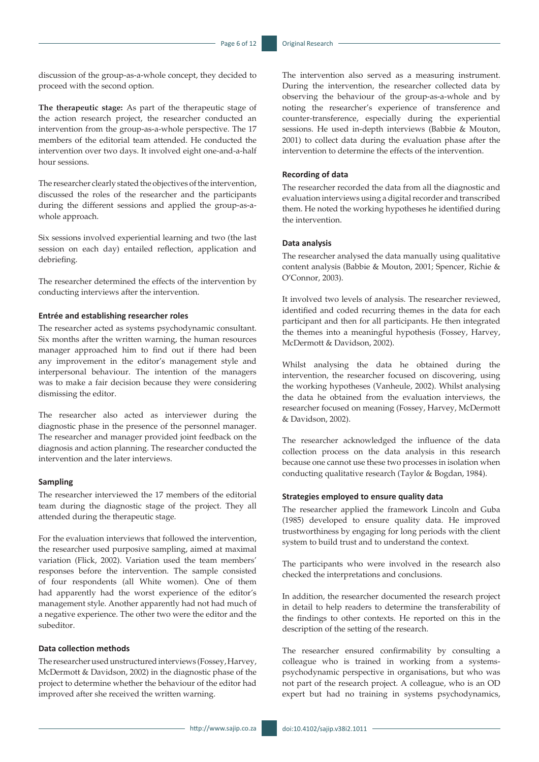discussion of the group-as-a-whole concept, they decided to proceed with the second option.

**The therapeutic stage:** As part of the therapeutic stage of the action research project, the researcher conducted an intervention from the group-as-a-whole perspective. The 17 members of the editorial team attended. He conducted the intervention over two days. It involved eight one-and-a-half hour sessions.

The researcher clearly stated the objectives of the intervention, discussed the roles of the researcher and the participants during the different sessions and applied the group-as-a-whole approach.

Six sessions involved experiential learning and two (the last session on each day) entailed reflection, application and debriefing.

The researcher determined the effects of the intervention by conducting interviews after the intervention.

### Entrée and establishing researcher roles

The researcher acted as systems psychodynamic consultant. Six months after the written warning, the human resources manager approached him to find out if there had been any improvement in the editor's management style and interpersonal behaviour. The intention of the managers was to make a fair decision because they were considering dismissing the editor.

The researcher also acted as interviewer during the diagnostic phase in the presence of the personnel manager. The researcher and manager provided joint feedback on the diagnosis and action planning. The researcher conducted the intervention and the later interviews.

### Sampling

The researcher interviewed the 17 members of the editorial team during the diagnostic stage of the project. They all attended during the therapeutic stage.

For the evaluation interviews that followed the intervention, the researcher used purposive sampling, aimed at maximal variation (Flick, 2002). Variation used the team members' responses before the intervention. The sample consisted of four respondents (all White women). One of them had apparently had the worst experience of the editor's management style. Another apparently had not had much of a negative experience. The other two were the editor and the subeditor.

### Data collection methods

The researcher used unstructured interviews (Fossey, Harvey, McDermott & Davidson, 2002) in the diagnostic phase of the project to determine whether the behaviour of the editor had improved after she received the written warning.

The intervention also served as a measuring instrument. During the intervention, the researcher collected data by observing the behaviour of the group-as-a-whole and by noting the researcher's experience of transference and counter-transference, especially during the experiential sessions. He used in-depth interviews (Babbie & Mouton, 2001) to collect data during the evaluation phase after the intervention to determine the effects of the intervention.

### Recording of data

The researcher recorded the data from all the diagnostic and evaluation interviews using a digital recorder and transcribed them. He noted the working hypotheses he identified during the intervention.

### Data analysis

The researcher analysed the data manually using qualitative content analysis (Babbie & Mouton, 2001; Spencer, Richie & O'Connor, 2003).

It involved two levels of analysis. The researcher reviewed, identified and coded recurring themes in the data for each participant and then for all participants. He then integrated the themes into a meaningful hypothesis (Fossey, Harvey, McDermott & Davidson, 2002).

Whilst analysing the data he obtained during the intervention, the researcher focused on discovering, using the working hypotheses (Vanheule, 2002). Whilst analysing the data he obtained from the evaluation interviews, the researcher focused on meaning (Fossey, Harvey, McDermott & Davidson, 2002).

The researcher acknowledged the influence of the data collection process on the data analysis in this research because one cannot use these two processes in isolation when conducting qualitative research (Taylor & Bogdan, 1984).

### Strategies employed to ensure quality data

The researcher applied the framework Lincoln and Guba (1985) developed to ensure quality data. He improved trustworthiness by engaging for long periods with the client system to build trust and to understand the context.

The participants who were involved in the research also checked the interpretations and conclusions.

In addition, the researcher documented the research project in detail to help readers to determine the transferability of the findings to other contexts. He reported on this in the description of the setting of the research.

The researcher ensured confirmability by consulting a colleague who is trained in working from a systems-psychodynamic perspective in organisations, but who was not part of the research project. A colleague, who is an OD expert but had no training in systems psychodynamics,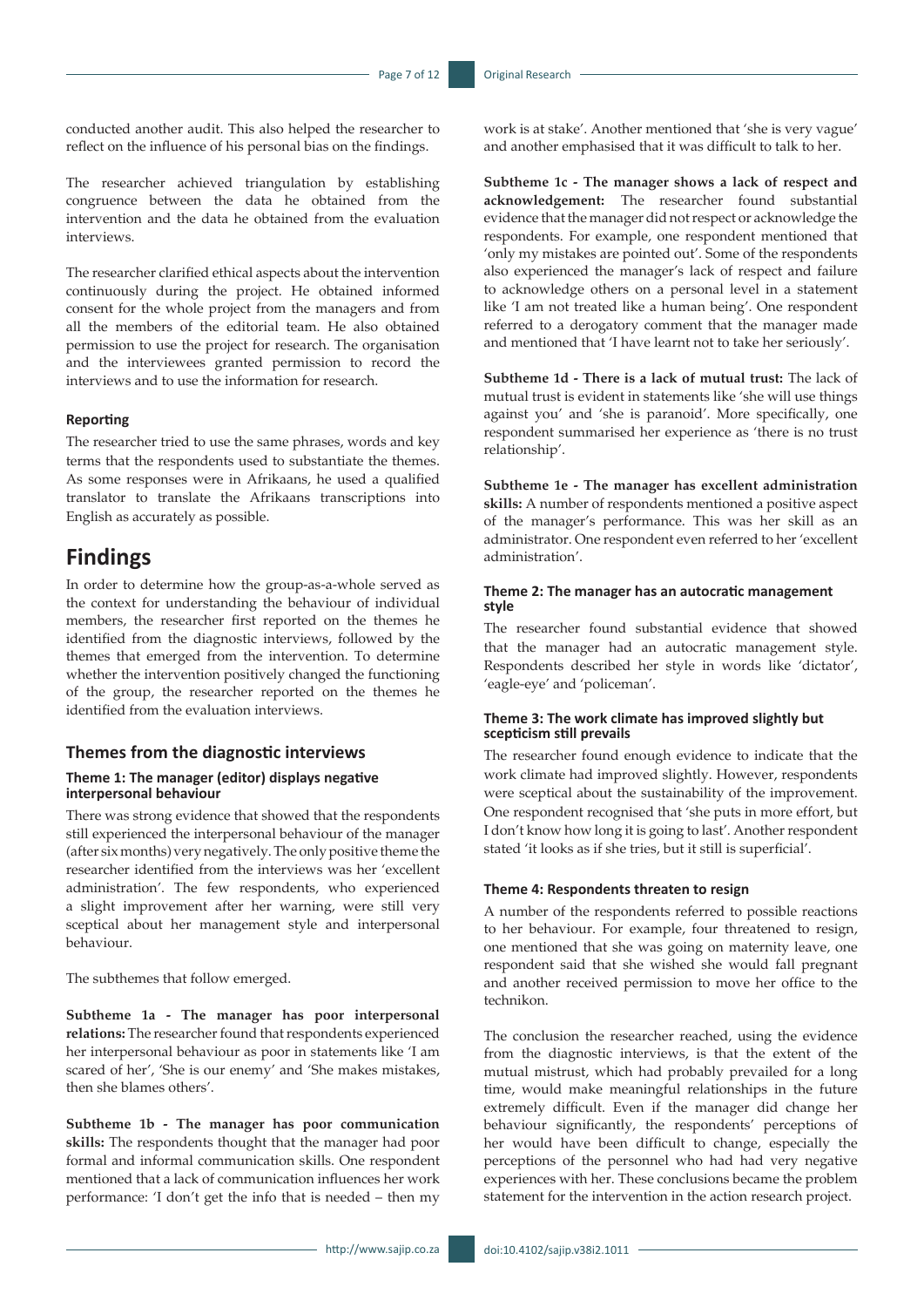conducted another audit. This also helped the researcher to reflect on the influence of his personal bias on the findings.

The researcher achieved triangulation by establishing congruence between the data he obtained from the intervention and the data he obtained from the evaluation interviews.

The researcher clarified ethical aspects about the intervention continuously during the project. He obtained informed consent for the whole project from the managers and from all the members of the editorial team. He also obtained permission to use the project for research. The organisation and the interviewees granted permission to record the interviews and to use the information for research.

### Reporting

The researcher tried to use the same phrases, words and key terms that the respondents used to substantiate the themes. As some responses were in Afrikaans, he used a qualified translator to translate the Afrikaans transcriptions into English as accurately as possible.

# Findings

In order to determine how the group-as-a-whole served as the context for understanding the behaviour of individual members, the researcher first reported on the themes he identified from the diagnostic interviews, followed by the themes that emerged from the intervention. To determine whether the intervention positively changed the functioning of the group, the researcher reported on the themes he identified from the evaluation interviews.

## Themes from the diagnostic interviews

### Theme 1: The manager (editor) displays negative interpersonal behaviour

There was strong evidence that showed that the respondents still experienced the interpersonal behaviour of the manager (after six months) very negatively. The only positive theme the researcher identified from the interviews was her 'excellent administration'. The few respondents, who experienced a slight improvement after her warning, were still very sceptical about her management style and interpersonal behaviour.

The subthemes that follow emerged.

**Subtheme 1a - The manager has poor interpersonal relations:** The researcher found that respondents experienced her interpersonal behaviour as poor in statements like 'I am scared of her', 'She is our enemy' and 'She makes mistakes, then she blames others'.

**Subtheme 1b - The manager has poor communication skills:** The respondents thought that the manager had poor formal and informal communication skills. One respondent mentioned that a lack of communication influences her work performance: 'I don't get the info that is needed – then my work is at stake'. Another mentioned that 'she is very vague' and another emphasised that it was difficult to talk to her.

**Subtheme 1c - The manager shows a lack of respect and acknowledgement:** The researcher found substantial evidence that the manager did not respect or acknowledge the respondents. For example, one respondent mentioned that 'only my mistakes are pointed out'. Some of the respondents also experienced the manager's lack of respect and failure to acknowledge others on a personal level in a statement like 'I am not treated like a human being'. One respondent referred to a derogatory comment that the manager made and mentioned that 'I have learnt not to take her seriously'.

**Subtheme 1d - There is a lack of mutual trust:** The lack of mutual trust is evident in statements like 'she will use things against you' and 'she is paranoid'. More specifically, one respondent summarised her experience as 'there is no trust relationship'.

**Subtheme 1e - The manager has excellent administration skills:** A number of respondents mentioned a positive aspect of the manager's performance. This was her skill as an administrator. One respondent even referred to her 'excellent administration'.

### Theme 2: The manager has an autocratic management style

The researcher found substantial evidence that showed that the manager had an autocratic management style. Respondents described her style in words like 'dictator', 'eagle-eye' and 'policeman'.

### Theme 3: The work climate has improved slightly but scepticism still prevails

The researcher found enough evidence to indicate that the work climate had improved slightly. However, respondents were sceptical about the sustainability of the improvement. One respondent recognised that 'she puts in more effort, but I don't know how long it is going to last'. Another respondent stated 'it looks as if she tries, but it still is superficial'.

### Theme 4: Respondents threaten to resign

A number of the respondents referred to possible reactions to her behaviour. For example, four threatened to resign, one mentioned that she was going on maternity leave, one respondent said that she wished she would fall pregnant and another received permission to move her office to the technikon.

The conclusion the researcher reached, using the evidence from the diagnostic interviews, is that the extent of the mutual mistrust, which had probably prevailed for a long time, would make meaningful relationships in the future extremely difficult. Even if the manager did change her behaviour significantly, the respondents' perceptions of her would have been difficult to change, especially the perceptions of the personnel who had had very negative experiences with her. These conclusions became the problem statement for the intervention in the action research project.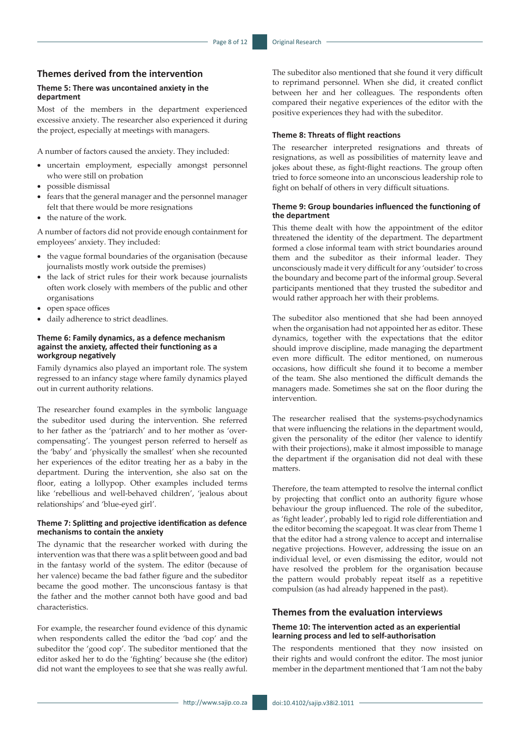## Themes derived from the intervention

### Theme 5: There was uncontained anxiety in the department

Most of the members in the department experienced excessive anxiety. The researcher also experienced it during the project, especially at meetings with managers.

A number of factors caused the anxiety. They included:

- uncertain employment, especially amongst personnel who were still on probation
- possible dismissal
- fears that the general manager and the personnel manager felt that there would be more resignations
- the nature of the work.

A number of factors did not provide enough containment for employees' anxiety. They included:

- the vague formal boundaries of the organisation (because journalists mostly work outside the premises)
- the lack of strict rules for their work because journalists often work closely with members of the public and other organisations
- open space offices
- daily adherence to strict deadlines.

### Theme 6: Family dynamics, as a defence mechanism against the anxiety, affected their functioning as a workgroup negatively

Family dynamics also played an important role. The system regressed to an infancy stage where family dynamics played out in current authority relations.

The researcher found examples in the symbolic language the subeditor used during the intervention. She referred to her father as the 'patriarch' and to her mother as 'over-compensating'. The youngest person referred to herself as the 'baby' and 'physically the smallest' when she recounted her experiences of the editor treating her as a baby in the department. During the intervention, she also sat on the floor, eating a lollypop. Other examples included terms like 'rebellious and well-behaved children', 'jealous about relationships' and 'blue-eyed girl'.

### Theme 7: Splitting and projective identification as defence mechanisms to contain the anxiety

The dynamic that the researcher worked with during the intervention was that there was a split between good and bad in the fantasy world of the system. The editor (because of her valence) became the bad father figure and the subeditor became the good mother. The unconscious fantasy is that the father and the mother cannot both have good and bad characteristics.

For example, the researcher found evidence of this dynamic when respondents called the editor the 'bad cop' and the subeditor the 'good cop'. The subeditor mentioned that the editor asked her to do the 'fighting' because she (the editor) did not want the employees to see that she was really awful.

The subeditor also mentioned that she found it very difficult to reprimand personnel. When she did, it created conflict between her and her colleagues. The respondents often compared their negative experiences of the editor with the positive experiences they had with the subeditor.

### Theme 8: Threats of flight reactions

The researcher interpreted resignations and threats of resignations, as well as possibilities of maternity leave and jokes about these, as fight-flight reactions. The group often tried to force someone into an unconscious leadership role to fight on behalf of others in very difficult situations.

### Theme 9: Group boundaries influenced the functioning of the department

This theme dealt with how the appointment of the editor threatened the identity of the department. The department formed a close informal team with strict boundaries around them and the subeditor as their informal leader. They unconsciously made it very difficult for any 'outsider' to cross the boundary and become part of the informal group. Several participants mentioned that they trusted the subeditor and would rather approach her with their problems.

The subeditor also mentioned that she had been annoyed when the organisation had not appointed her as editor. These dynamics, together with the expectations that the editor should improve discipline, made managing the department even more difficult. The editor mentioned, on numerous occasions, how difficult she found it to become a member of the team. She also mentioned the difficult demands the managers made. Sometimes she sat on the floor during the intervention.

The researcher realised that the systems-psychodynamics that were influencing the relations in the department would, given the personality of the editor (her valence to identify with their projections), make it almost impossible to manage the department if the organisation did not deal with these matters.

Therefore, the team attempted to resolve the internal conflict by projecting that conflict onto an authority figure whose behaviour the group influenced. The role of the subeditor, as 'fight leader', probably led to rigid role differentiation and the editor becoming the scapegoat. It was clear from Theme 1 that the editor had a strong valence to accept and internalise negative projections. However, addressing the issue on an individual level, or even dismissing the editor, would not have resolved the problem for the organisation because the pattern would probably repeat itself as a repetitive compulsion (as had already happened in the past).

## Themes from the evaluation interviews

### Theme 10: The intervention acted as an experiential learning process and led to self-authorisation

The respondents mentioned that they now insisted on their rights and would confront the editor. The most junior member in the department mentioned that 'I am not the baby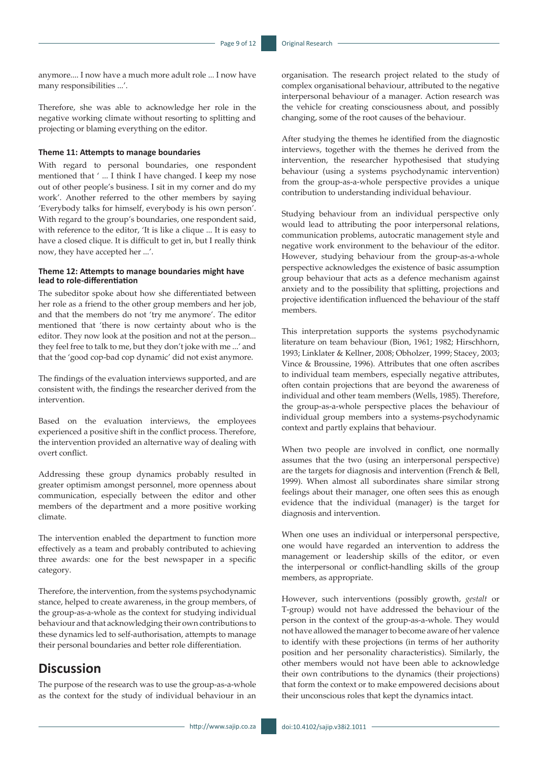anymore.... I now have a much more adult role ... I now have many responsibilities ...'.

Therefore, she was able to acknowledge her role in the negative working climate without resorting to splitting and projecting or blaming everything on the editor.

#### Theme 11: Attempts to manage boundaries

With regard to personal boundaries, one respondent mentioned that ' ... I think I have changed. I keep my nose out of other people's business. I sit in my corner and do my work'. Another referred to the other members by saying 'Everybody talks for himself, everybody is his own person'. With regard to the group's boundaries, one respondent said, with reference to the editor, 'It is like a clique ... It is easy to have a closed clique. It is difficult to get in, but I really think now, they have accepted her ...'.

#### Theme 12: Attempts to manage boundaries might have lead to role-differentiation

The subeditor spoke about how she differentiated between her role as a friend to the other group members and her job, and that the members do not 'try me anymore'. The editor mentioned that 'there is now certainty about who is the editor. They now look at the position and not at the person... they feel free to talk to me, but they don't joke with me ...' and that the 'good cop-bad cop dynamic' did not exist anymore.

The findings of the evaluation interviews supported, and are consistent with, the findings the researcher derived from the intervention.

Based on the evaluation interviews, the employees experienced a positive shift in the conflict process. Therefore, the intervention provided an alternative way of dealing with overt conflict.

Addressing these group dynamics probably resulted in greater optimism amongst personnel, more openness about communication, especially between the editor and other members of the department and a more positive working climate.

The intervention enabled the department to function more effectively as a team and probably contributed to achieving three awards: one for the best newspaper in a specific category.

Therefore, the intervention, from the systems psychodynamic stance, helped to create awareness, in the group members, of the group-as-a-whole as the context for studying individual behaviour and that acknowledging their own contributions to these dynamics led to self-authorisation, attempts to manage their personal boundaries and better role differentiation.

## Discussion

The purpose of the research was to use the group-as-a-whole as the context for the study of individual behaviour in an organisation. The research project related to the study of complex organisational behaviour, attributed to the negative interpersonal behaviour of a manager. Action research was the vehicle for creating consciousness about, and possibly changing, some of the root causes of the behaviour.

After studying the themes he identified from the diagnostic interviews, together with the themes he derived from the intervention, the researcher hypothesised that studying behaviour (using a systems psychodynamic intervention) from the group-as-a-whole perspective provides a unique contribution to understanding individual behaviour.

Studying behaviour from an individual perspective only would lead to attributing the poor interpersonal relations, communication problems, autocratic management style and negative work environment to the behaviour of the editor. However, studying behaviour from the group-as-a-whole perspective acknowledges the existence of basic assumption group behaviour that acts as a defence mechanism against anxiety and to the possibility that splitting, projections and projective identification influenced the behaviour of the staff members.

This interpretation supports the systems psychodynamic literature on team behaviour (Bion, 1961; 1982; Hirschhorn, 1993; Linklater & Kellner, 2008; Obholzer, 1999; Stacey, 2003; Vince & Broussine, 1996). Attributes that one often ascribes to individual team members, especially negative attributes, often contain projections that are beyond the awareness of individual and other team members (Wells, 1985). Therefore, the group-as-a-whole perspective places the behaviour of individual group members into a systems-psychodynamic context and partly explains that behaviour.

When two people are involved in conflict, one normally assumes that the two (using an interpersonal perspective) are the targets for diagnosis and intervention (French & Bell, 1999). When almost all subordinates share similar strong feelings about their manager, one often sees this as enough evidence that the individual (manager) is the target for diagnosis and intervention.

When one uses an individual or interpersonal perspective, one would have regarded an intervention to address the management or leadership skills of the editor, or even the interpersonal or conflict-handling skills of the group members, as appropriate.

However, such interventions (possibly growth, *gestalt* or T-group) would not have addressed the behaviour of the person in the context of the group-as-a-whole. They would not have allowed the manager to become aware of her valence to identify with these projections (in terms of her authority position and her personality characteristics). Similarly, the other members would not have been able to acknowledge their own contributions to the dynamics (their projections) that form the context or to make empowered decisions about their unconscious roles that kept the dynamics intact.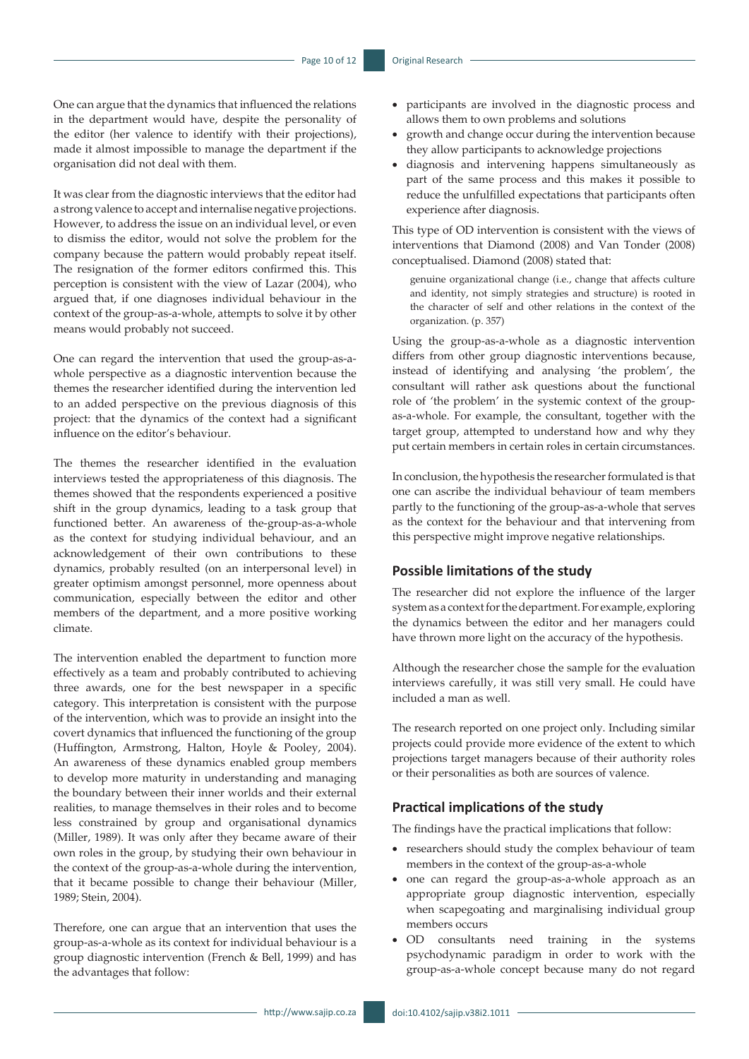One can argue that the dynamics that influenced the relations in the department would have, despite the personality of the editor (her valence to identify with their projections), made it almost impossible to manage the department if the organisation did not deal with them.

It was clear from the diagnostic interviews that the editor had a strong valence to accept and internalise negative projections. However, to address the issue on an individual level, or even to dismiss the editor, would not solve the problem for the company because the pattern would probably repeat itself. The resignation of the former editors confirmed this. This perception is consistent with the view of Lazar (2004), who argued that, if one diagnoses individual behaviour in the context of the group-as-a-whole, attempts to solve it by other means would probably not succeed.

One can regard the intervention that used the group-as-a-whole perspective as a diagnostic intervention because the themes the researcher identified during the intervention led to an added perspective on the previous diagnosis of this project: that the dynamics of the context had a significant influence on the editor's behaviour.

The themes the researcher identified in the evaluation interviews tested the appropriateness of this diagnosis. The themes showed that the respondents experienced a positive shift in the group dynamics, leading to a task group that functioned better. An awareness of the-group-as-a-whole as the context for studying individual behaviour, and an acknowledgement of their own contributions to these dynamics, probably resulted (on an interpersonal level) in greater optimism amongst personnel, more openness about communication, especially between the editor and other members of the department, and a more positive working climate.

The intervention enabled the department to function more effectively as a team and probably contributed to achieving three awards, one for the best newspaper in a specific category. This interpretation is consistent with the purpose of the intervention, which was to provide an insight into the covert dynamics that influenced the functioning of the group (Huffington, Armstrong, Halton, Hoyle & Pooley, 2004). An awareness of these dynamics enabled group members to develop more maturity in understanding and managing the boundary between their inner worlds and their external realities, to manage themselves in their roles and to become less constrained by group and organisational dynamics (Miller, 1989). It was only after they became aware of their own roles in the group, by studying their own behaviour in the context of the group-as-a-whole during the intervention, that it became possible to change their behaviour (Miller, 1989; Stein, 2004).

Therefore, one can argue that an intervention that uses the group-as-a-whole as its context for individual behaviour is a group diagnostic intervention (French & Bell, 1999) and has the advantages that follow:

- participants are involved in the diagnostic process and allows them to own problems and solutions
- growth and change occur during the intervention because they allow participants to acknowledge projections
- diagnosis and intervening happens simultaneously as part of the same process and this makes it possible to reduce the unfulfilled expectations that participants often experience after diagnosis.

This type of OD intervention is consistent with the views of interventions that Diamond (2008) and Van Tonder (2008) conceptualised. Diamond (2008) stated that:

> genuine organizational change (i.e., change that affects culture and identity, not simply strategies and structure) is rooted in the character of self and other relations in the context of the organization. (p. 357)

Using the group-as-a-whole as a diagnostic intervention differs from other group diagnostic interventions because, instead of identifying and analysing 'the problem', the consultant will rather ask questions about the functional role of 'the problem' in the systemic context of the group-as-a-whole. For example, the consultant, together with the target group, attempted to understand how and why they put certain members in certain roles in certain circumstances.

In conclusion, the hypothesis the researcher formulated is that one can ascribe the individual behaviour of team members partly to the functioning of the group-as-a-whole that serves as the context for the behaviour and that intervening from this perspective might improve negative relationships.

## Possible limitations of the study

The researcher did not explore the influence of the larger system as a context for the department. For example, exploring the dynamics between the editor and her managers could have thrown more light on the accuracy of the hypothesis.

Although the researcher chose the sample for the evaluation interviews carefully, it was still very small. He could have included a man as well.

The research reported on one project only. Including similar projects could provide more evidence of the extent to which projections target managers because of their authority roles or their personalities as both are sources of valence.

## Practical implications of the study

The findings have the practical implications that follow:

- researchers should study the complex behaviour of team members in the context of the group-as-a-whole
- one can regard the group-as-a-whole approach as an appropriate group diagnostic intervention, especially when scapegoating and marginalising individual group members occurs
- OD consultants need training in the systems psychodynamic paradigm in order to work with the group-as-a-whole concept because many do not regard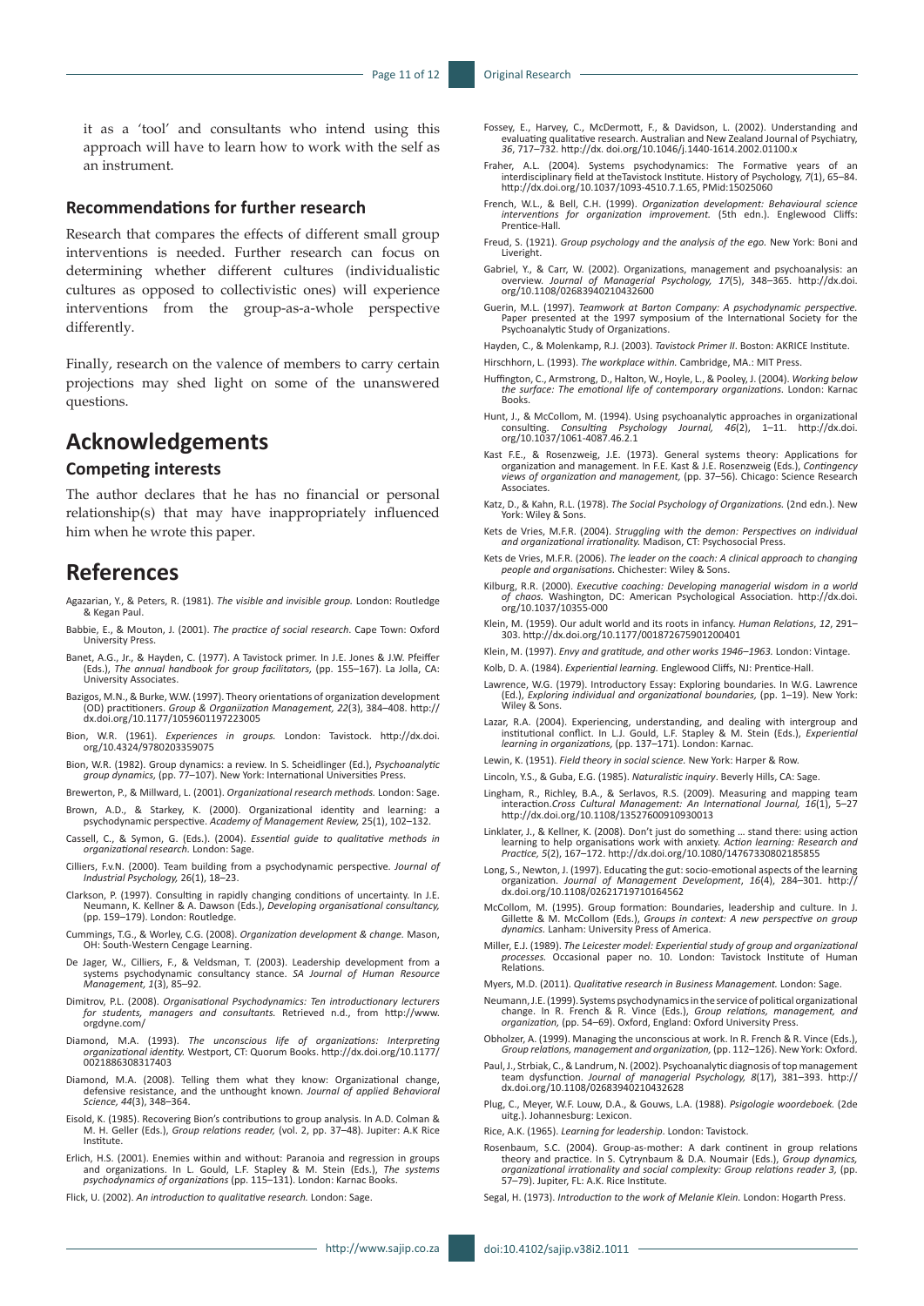it as a 'tool' and consultants who intend using this approach will have to learn how to work with the self as an instrument.

### Recommendations for further research

Research that compares the effects of different small group interventions is needed. Further research can focus on determining whether different cultures (individualistic cultures as opposed to collectivistic ones) will experience interventions from the group-as-a-whole perspective differently.

Finally, research on the valence of members to carry certain projections may shed light on some of the unanswered questions.

## Acknowledgements

### Competing interests

The author declares that he has no financial or personal relationship(s) that may have inappropriately influenced him when he wrote this paper.

## References

Agazarian, Y., & Peters, R. (1981). *The visible and invisible group.* London: Routledge & Kegan Paul.

Babbie, E., & Mouton, J. (2001). *The practice of social research*. Cape Town: Oxford University Press.

Banet, A.G., Jr., & Hayden, C. (1977). A Tavistock primer. In J.E. Jones & J.W. Pfeiffer (Eds.), *The annual handbook for group facilitators*, (pp. 155–167). La Jolla, CA: University Associates.

Bazigos, M.N., & Burke, W.W. (1997). Theory orientations of organization development (OD) practitioners. *Group & Organiization Management, 22*(3), 384–408. http://dx.doi.org/10.1177/1059601197223005

Bion, W.R. (1961). *Experiences in groups.* London: Tavistock. http://dx.doi.org/10.4324/9780203359075

Bion, W.R. (1982). Group dynamics: a review. In S. Scheidlinger (Ed.), *Psychoanalytic group dynamics*, (pp. 77–107). New York: International Universities Press.

Brewerton, P., & Millward, L. (2001). *Organizational research methods.* London: Sage.

Brown, A.D., & Starkey, K. (2000). Organizational identity and learning: a psychodynamic perspective. *Academy of Management Review,* 25(1), 102–132.

Cassell, C., & Symon, G. (Eds.). (2004). *Essential guide to qualitative methods in organizational research.* London: Sage.

Cilliers, F.v.N. (2000). Team building from a psychodynamic perspective. *Journal of Industrial Psychology,* 26(1), 18–23.

Clarkson, P. (1997). Consulting in rapidly changing conditions of uncertainty. In J.E. Neumann, K. Kellner & A. Dawson (Eds.), *Developing organisational consultancy,* (pp. 159–179). London: Routledge.

Cummings, T.G., & Worley, C.G. (2008). *Organization development & change.* Mason, OH: South-Western Cengage Learning.

De Jager, W., Cilliers, F., & Veldsman, T. (2003). Leadership development from a systems psychodynamic consultancy stance. *SA Journal of Human Resource Management, 1*(3), 85–92.

Dimitrov, P.L. (2008). *Organisational Psychodynamics: Ten introductionary lecturers for students, managers and consultants.* Retrieved n.d., from http://www.orgdyne.com/

Diamond, M.A. (1993). *The unconscious life of organizations: Interpreting organizational identity.* Westport, CT: Quorum Books. http://dx.doi.org/10.1177/0021886308317403

Diamond, M.A. (2008). Telling them what they know: Organizational change, defensive resistance, and the unthought known. *Journal of applied Behavioral Science, 44*(3), 348–364.

Eisold, K. (1985). Recovering Bion's contributions to group analysis. In A.D. Colman & M. H. Geller (Eds.), *Group relations reader,* (vol. 2, pp. 37–48). Jupiter: A.K Rice Institute.

Erlich, H.S. (2001). Enemies within and without: Paranoia and regression in groups and organizations. In L. Gould, L.F. Stapley & M. Stein (Eds.), *The systems psychodynamics of organizations* (pp. 115–131). London: Karnac Books.

Flick, U. (2002). *An introduction to qualitative research.* London: Sage.

Fossey, E., Harvey, C., McDermott, F., & Davidson, L. (2002). Understanding and evaluating qualitative research. Australian and New Zealand Journal of Psychiatry, *36*, 717–732. http://dx. doi.org/10.1046/j.1440-1614.2002.01100.x

Fraher, A.L. (2004). Systems psychodynamics: The Formative years of an interdisciplinary field at theTavistock Institute. History of Psychology, *7*(1), 65–84. http://dx.doi.org/10.1037/1093-4510.7.1.65, PMid:15025060

French, W.L., & Bell, C.H. (1999). *Organization development: Behavioural science interventions for organization improvement.* (5th edn.). Englewood Cliffs: Prentice-Hall.

Freud, S. (1921). *Group psychology and the analysis of the ego.* New York: Boni and Liveright.

Gabriel, Y., & Carr, W. (2002). Organizations, management and psychoanalysis: an overview. *Journal of Managerial Psychology, 17*(5), 348–365. http://dx.doi.org/10.1108/02683940210432600

Guerin, M.L. (1997). *Teamwork at Barton Company: A psychodynamic perspective.* Paper presented at the 1997 symposium of the International Society for the Psychoanalytic Study of Organizations.

Hayden, C., & Molenkamp, R.J. (2003). *Tavistock Primer II*. Boston: AKRICE Institute.

Hirschhorn, L. (1993). *The workplace within.* Cambridge, MA.: MIT Press.

Huffington, C., Armstrong, D., Halton, W., Hoyle, L., & Pooley, J. (2004). *Working below the surface: The emotional life of contemporary organizations.* London: Karnac Books.

Hunt, J., & McCollom, M. (1994). Using psychoanalytic approaches in organizational consulting. *Consulting Psychology Journal, 46*(2), 1–11. http://dx.doi.org/10.1037/1061-4087.46.2.1

Kast F.E., & Rosenzweig, J.E. (1973). General systems theory: Applications for organization and management. In F.E. Kast & J.E. Rosenzweig (Eds.), *Contingency views of organization and management,* (pp. 37–56). Chicago: Science Research Associates.

Katz, D., & Kahn, R.L. (1978). *The Social Psychology of Organizations.* (2nd edn.). New York: Wiley & Sons.

Kets de Vries, M.F.R. (2004). *Struggling with the demon: Perspectives on individual and organizational irrationality.* Madison, CT: Psychosocial Press.

Kets de Vries, M.F.R. (2006). *The leader on the coach: A clinical approach to changing people and organisations.* Chichester: Wiley & Sons.

Kilburg, R.R. (2000). *Executive coaching: Developing managerial wisdom in a world of chaos.* Washington, DC: American Psychological Association. http://dx.doi.org/10.1037/10355-000

Klein, M. (1959). Our adult world and its roots in infancy. *Human Relations*, *12*, 291–303. http://dx.doi.org/10.1177/001872675901200401

Klein, M. (1997). *Envy and gratitude, and other works 1946–1963.* London: Vintage.

Kolb, D. A. (1984). *Experiential learning.* Englewood Cliffs, NJ: Prentice-Hall.

Lawrence, W.G. (1979). Introductory Essay: Exploring boundaries. In W.G. Lawrence (Ed.), *Exploring individual and organizational boundaries,* (pp. 1–19). New York: Wiley & Sons.

Lazar, R.A. (2004). Experiencing, understanding, and dealing with intergroup and institutional conflict. In L.J. Gould, L.F. Stapley & M. Stein (Eds.), *Experiential learning in organizations,* (pp. 137–171). London: Karnac.

Lewin, K. (1951). *Field theory in social science.* New York: Harper & Row.

Lincoln, Y.S., & Guba, E.G. (1985). *Naturalistic inquiry*. Beverly Hills, CA: Sage.

Lingham, R., Richley, B.A., & Serlavos, R.S. (2009). Measuring and mapping team interaction.*Cross Cultural Management: An International Journal, 16*(1), 5–27 http://dx.doi.org/10.1108/13527600910930013

Linklater, J., & Kellner, K. (2008). Don't just do something … stand there: using action learning to help organisations work with anxiety. *Action learning: Research and Practice, 5*(2), 167–172. http://dx.doi.org/10.1080/14767330802185855

Long, S., Newton, J. (1997). Educating the gut: socio-emotional aspects of the learning organization. *Journal of Management Development*, *16*(4), 284–301. http://dx.doi.org/10.1108/02621719710164562

McCollom, M. (1995). Group formation: Boundaries, leadership and culture. In J. Gillette & M. McCollom (Eds.), *Groups in context: A new perspective on group dynamics.* Lanham: University Press of America.

Miller, E.J. (1989). *The Leicester model: Experiential study of group and organizational processes.* Occasional paper no. 10. London: Tavistock Institute of Human Relations.

Myers, M.D. (2011). *Qualitative research in Business Management.* London: Sage.

Neumann, J.E. (1999). Systems psychodynamics in the service of political organizational change. In R. French & R. Vince (Eds.), *Group relations, management, and organization,* (pp. 54–69). Oxford, England: Oxford University Press.

Obholzer, A. (1999). Managing the unconscious at work. In R. French & R. Vince (Eds.), *Group relations, management and organization,* (pp. 112–126). New York: Oxford.

Paul, J., Strbiak, C., & Landrum, N. (2002). Psychoanalytic diagnosis of top management team dysfunction. *Journal of managerial Psychology, 8*(17), 381–393. http://dx.doi.org/10.1108/02683940210432628

Plug, C., Meyer, W.F. Louw, D.A., & Gouws, L.A. (1988). *Psigologie woordeboek.* (2de uitg.). Johannesburg: Lexicon.

Rice, A.K. (1965). *Learning for leadership.* London: Tavistock.

Rosenbaum, S.C. (2004). Group-as-mother: A dark continent in group relations theory and practice. In S. Cytrynbaum & D.A. Noumair (Eds.), *Group dynamics, organizational irrationality and social complexity: Group relations reader 3,* (pp. 57–79). Jupiter, FL: A.K. Rice Institute.

Segal, H. (1973). *Introduction to the work of Melanie Klein.* London: Hogarth Press.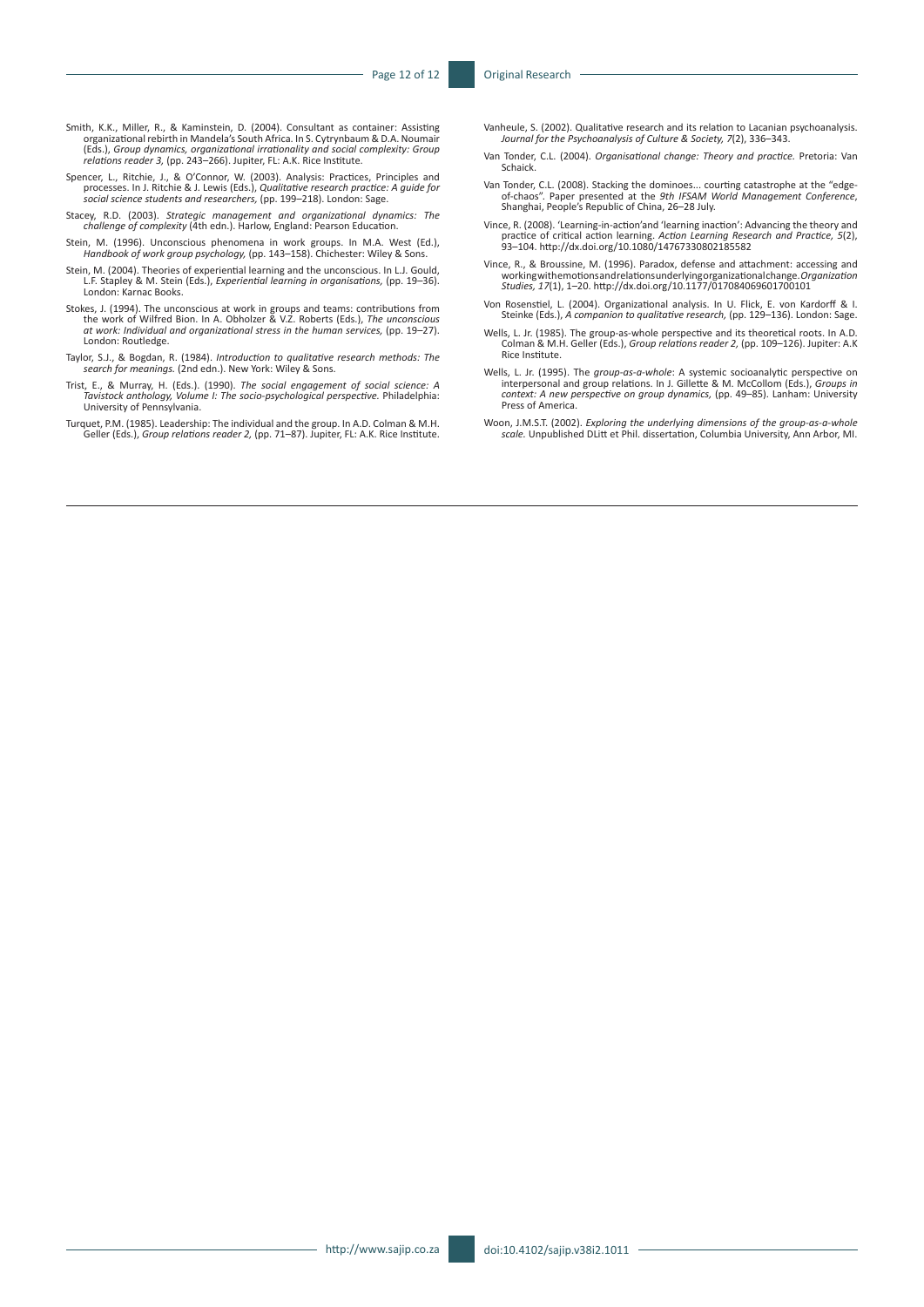Smith, K.K., Miller, R., & Kaminstein, D. (2004). Consultant as container: Assisting organizational rebirth in Mandela's South Africa. In S. Cytrynbaum & D.A. Noumair (Eds.), *Group dynamics, organizational irrationality and social complexity: Group relations reader 3,* (pp. 243–266). Jupiter, FL: A.K. Rice Institute.

Spencer, L., Ritchie, J., & O'Connor, W. (2003). Analysis: Practices, Principles and processes. In J. Ritchie & J. Lewis (Eds.), *Qualitative research practice: A guide for social science students and researchers,* (pp. 199–218). London: Sage.

Stacey, R.D. (2003). *Strategic management and organizational dynamics: The challenge of complexity* (4th edn.). Harlow, England: Pearson Education.

Stein, M. (1996). Unconscious phenomena in work groups. In M.A. West (Ed.), *Handbook of work group psychology,* (pp. 143–158). Chichester: Wiley & Sons.

Stein, M. (2004). Theories of experiential learning and the unconscious. In L.J. Gould, L.F. Stapley & M. Stein (Eds.), *Experiential learning in organisations,* (pp. 19–36). London: Karnac Books.

Stokes, J. (1994). The unconscious at work in groups and teams: contributions from the work of Wilfred Bion. In A. Obholzer & V.Z. Roberts (Eds.), *The unconscious at work: Individual and organizational stress in the human services,* (pp. 19–27). London: Routledge.

Taylor, S.J., & Bogdan, R. (1984). *Introduction to qualitative research methods: The search for meanings.* (2nd edn.). New York: Wiley & Sons.

Trist, E., & Murray, H. (Eds.). (1990). *The social engagement of social science: A Tavistock anthology, Volume I: The socio-psychological perspective.* Philadelphia: University of Pennsylvania.

Turquet, P.M. (1985). Leadership: The individual and the group. In A.D. Colman & M.H. Geller (Eds.), *Group relations reader 2,* (pp. 71–87). Jupiter, FL: A.K. Rice Institute.

Vanheule, S. (2002). Qualitative research and its relation to Lacanian psychoanalysis. *Journal for the Psychoanalysis of Culture & Society, 7*(2), 336–343.

Van Tonder, C.L. (2004). *Organisational change: Theory and practice.* Pretoria: Van Schaick.

Van Tonder, C.L. (2008). Stacking the dominoes... courting catastrophe at the "edge-of-chaos". Paper presented at the *9th IFSAM World Management Conference*, Shanghai, People's Republic of China, 26–28 July.

Vince, R. (2008). 'Learning-in-action'and 'learning inaction': Advancing the theory and practice of critical action learning. *Action Learning Research and Practice, 5*(2), 93–104. http://dx.doi.org/10.1080/14767330802185582

Vince, R., & Broussine, M. (1996). Paradox, defense and attachment: accessing and working with emotions and relations underlying organizational change. *Organization Studies, 17*(1), 1–20. http://dx.doi.org/10.1177/017084069601700101

Von Rosenstiel, L. (2004). Organizational analysis. In U. Flick, E. von Kardorff & I. Steinke (Eds.), *A companion to qualitative research,* (pp. 129–136). London: Sage.

Wells, L. Jr. (1985). The group-as-whole perspective and its theoretical roots. In A.D. Colman & M.H. Geller (Eds.), *Group relations reader 2,* (pp. 109–126). Jupiter: A.K Rice Institute.

Wells, L. Jr. (1995). The *group-as-a-whole*: A systemic socioanalytic perspective on interpersonal and group relations. In J. Gillette & M. McCollom (Eds.), *Groups in context: A new perspective on group dynamics,* (pp. 49–85). Lanham: University Press of America.

Woon, J.M.S.T. (2002). *Exploring the underlying dimensions of the group-as-a-whole scale.* Unpublished DLitt et Phil. dissertation, Columbia University, Ann Arbor, MI.